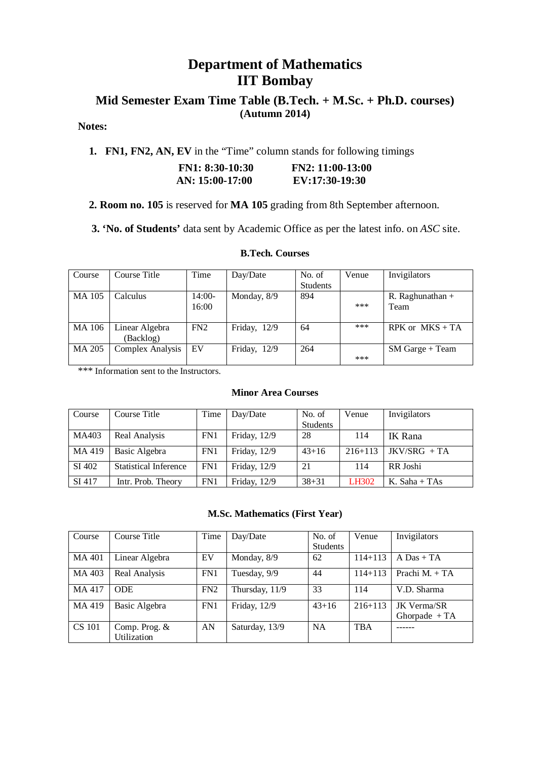# Department of Mathematics
# IIT Bombay

## Mid Semester Exam Time Table (B.Tech. + M.Sc. + Ph.D. courses)
### (Autumn 2014)

**Notes:**

1. **FN1, FN2, AN, EV** in the "Time" column stands for following timings

   **FN1: 8:30-10:30** **FN2: 11:00-13:00**
   **AN: 15:00-17:00** **EV:17:30-19:30**

2. **Room no. 105** is reserved for **MA 105** grading from 8th September afternoon.

3. **'No. of Students'** data sent by Academic Office as per the latest info. on *ASC* site.

### B.Tech. Courses

| Course | Course Title | Time | Day/Date | No. of Students | Venue | Invigilators |
|---|---|---|---|---|---|---|
| MA 105 | Calculus | 14:00-16:00 | Monday, 8/9 | 894 | *** | R. Raghunathan + Team |
| MA 106 | Linear Algebra (Backlog) | FN2 | Friday, 12/9 | 64 | *** | RPK or MKS + TA |
| MA 205 | Complex Analysis | EV | Friday, 12/9 | 264 | *** | SM Garge + Team |

*** Information sent to the Instructors.

### Minor Area Courses

| Course | Course Title | Time | Day/Date | No. of Students | Venue | Invigilators |
|---|---|---|---|---|---|---|
| MA403 | Real Analysis | FN1 | Friday, 12/9 | 28 | 114 | IK Rana |
| MA 419 | Basic Algebra | FN1 | Friday, 12/9 | 43+16 | 216+113 | JKV/SRG + TA |
| SI 402 | Statistical Inference | FN1 | Friday, 12/9 | 21 | 114 | RR Joshi |
| SI 417 | Intr. Prob. Theory | FN1 | Friday, 12/9 | 38+31 | LH302 | K. Saha + TAs |

### M.Sc. Mathematics (First Year)

| Course | Course Title | Time | Day/Date | No. of Students | Venue | Invigilators |
|---|---|---|---|---|---|---|
| MA 401 | Linear Algebra | EV | Monday, 8/9 | 62 | 114+113 | A Das + TA |
| MA 403 | Real Analysis | FN1 | Tuesday, 9/9 | 44 | 114+113 | Prachi M. + TA |
| MA 417 | ODE | FN2 | Thursday, 11/9 | 33 | 114 | V.D. Sharma |
| MA 419 | Basic Algebra | FN1 | Friday, 12/9 | 43+16 | 216+113 | JK Verma/SR Ghorpade + TA |
| CS 101 | Comp. Prog. & Utilization | AN | Saturday, 13/9 | NA | TBA | ------ |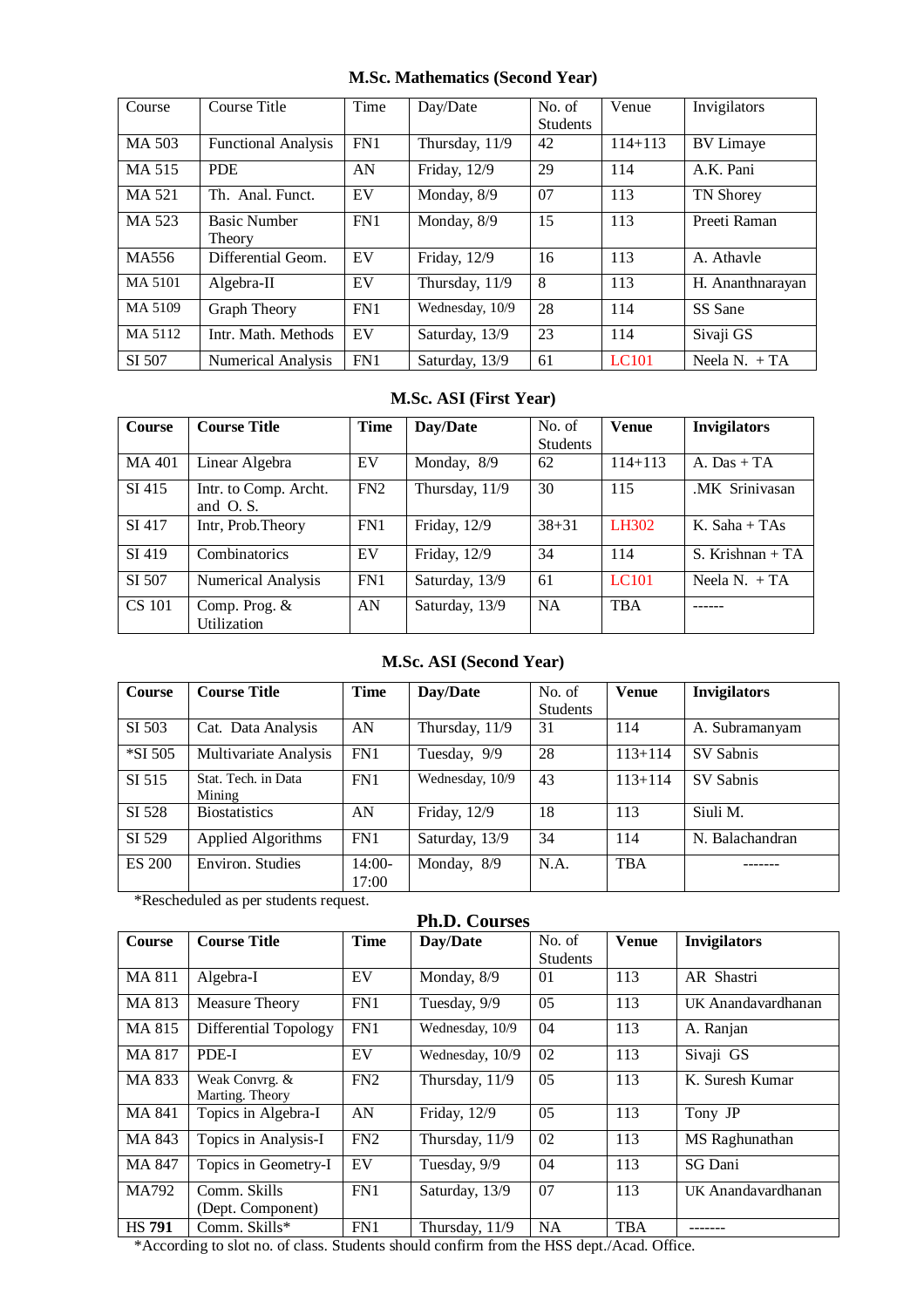### M.Sc. Mathematics (Second Year)

| Course | Course Title | Time | Day/Date | No. of Students | Venue | Invigilators |
|---|---|---|---|---|---|---|
| MA 503 | Functional Analysis | FN1 | Thursday, 11/9 | 42 | 114+113 | BV Limaye |
| MA 515 | PDE | AN | Friday, 12/9 | 29 | 114 | A.K. Pani |
| MA 521 | Th. Anal. Funct. | EV | Monday, 8/9 | 07 | 113 | TN Shorey |
| MA 523 | Basic Number Theory | FN1 | Monday, 8/9 | 15 | 113 | Preeti Raman |
| MA556 | Differential Geom. | EV | Friday, 12/9 | 16 | 113 | A. Athavle |
| MA 5101 | Algebra-II | EV | Thursday, 11/9 | 8 | 113 | H. Ananthnarayan |
| MA 5109 | Graph Theory | FN1 | Wednesday, 10/9 | 28 | 114 | SS Sane |
| MA 5112 | Intr. Math. Methods | EV | Saturday, 13/9 | 23 | 114 | Sivaji GS |
| SI 507 | Numerical Analysis | FN1 | Saturday, 13/9 | 61 | LC101 | Neela N. + TA |

### M.Sc. ASI (First Year)

| Course | Course Title | Time | Day/Date | No. of Students | Venue | Invigilators |
|---|---|---|---|---|---|---|
| MA 401 | Linear Algebra | EV | Monday, 8/9 | 62 | 114+113 | A. Das + TA |
| SI 415 | Intr. to Comp. Archt. and O. S. | FN2 | Thursday, 11/9 | 30 | 115 | .MK Srinivasan |
| SI 417 | Intr, Prob.Theory | FN1 | Friday, 12/9 | 38+31 | LH302 | K. Saha + TAs |
| SI 419 | Combinatorics | EV | Friday, 12/9 | 34 | 114 | S. Krishnan + TA |
| SI 507 | Numerical Analysis | FN1 | Saturday, 13/9 | 61 | LC101 | Neela N. + TA |
| CS 101 | Comp. Prog. & Utilization | AN | Saturday, 13/9 | NA | TBA | ------ |

### M.Sc. ASI (Second Year)

| Course | Course Title | Time | Day/Date | No. of Students | Venue | Invigilators |
|---|---|---|---|---|---|---|
| SI 503 | Cat. Data Analysis | AN | Thursday, 11/9 | 31 | 114 | A. Subramanyam |
| *SI 505 | Multivariate Analysis | FN1 | Tuesday, 9/9 | 28 | 113+114 | SV Sabnis |
| SI 515 | Stat. Tech. in Data Mining | FN1 | Wednesday, 10/9 | 43 | 113+114 | SV Sabnis |
| SI 528 | Biostatistics | AN | Friday, 12/9 | 18 | 113 | Siuli M. |
| SI 529 | Applied Algorithms | FN1 | Saturday, 13/9 | 34 | 114 | N. Balachandran |
| ES 200 | Environ. Studies | 14:00-17:00 | Monday, 8/9 | N.A. | TBA | ------- |

*Rescheduled as per students request.

### Ph.D. Courses

| Course | Course Title | Time | Day/Date | No. of Students | Venue | Invigilators |
|---|---|---|---|---|---|---|
| MA 811 | Algebra-I | EV | Monday, 8/9 | 01 | 113 | AR Shastri |
| MA 813 | Measure Theory | FN1 | Tuesday, 9/9 | 05 | 113 | UK Anandavardhanan |
| MA 815 | Differential Topology | FN1 | Wednesday, 10/9 | 04 | 113 | A. Ranjan |
| MA 817 | PDE-I | EV | Wednesday, 10/9 | 02 | 113 | Sivaji GS |
| MA 833 | Weak Convrg. & Marting. Theory | FN2 | Thursday, 11/9 | 05 | 113 | K. Suresh Kumar |
| MA 841 | Topics in Algebra-I | AN | Friday, 12/9 | 05 | 113 | Tony JP |
| MA 843 | Topics in Analysis-I | FN2 | Thursday, 11/9 | 02 | 113 | MS Raghunathan |
| MA 847 | Topics in Geometry-I | EV | Tuesday, 9/9 | 04 | 113 | SG Dani |
| MA792 | Comm. Skills (Dept. Component) | FN1 | Saturday, 13/9 | 07 | 113 | UK Anandavardhanan |
| **HS 791** | Comm. Skills* | FN1 | Thursday, 11/9 | NA | TBA | ------- |

*According to slot no. of class. Students should confirm from the HSS dept./Acad. Office.